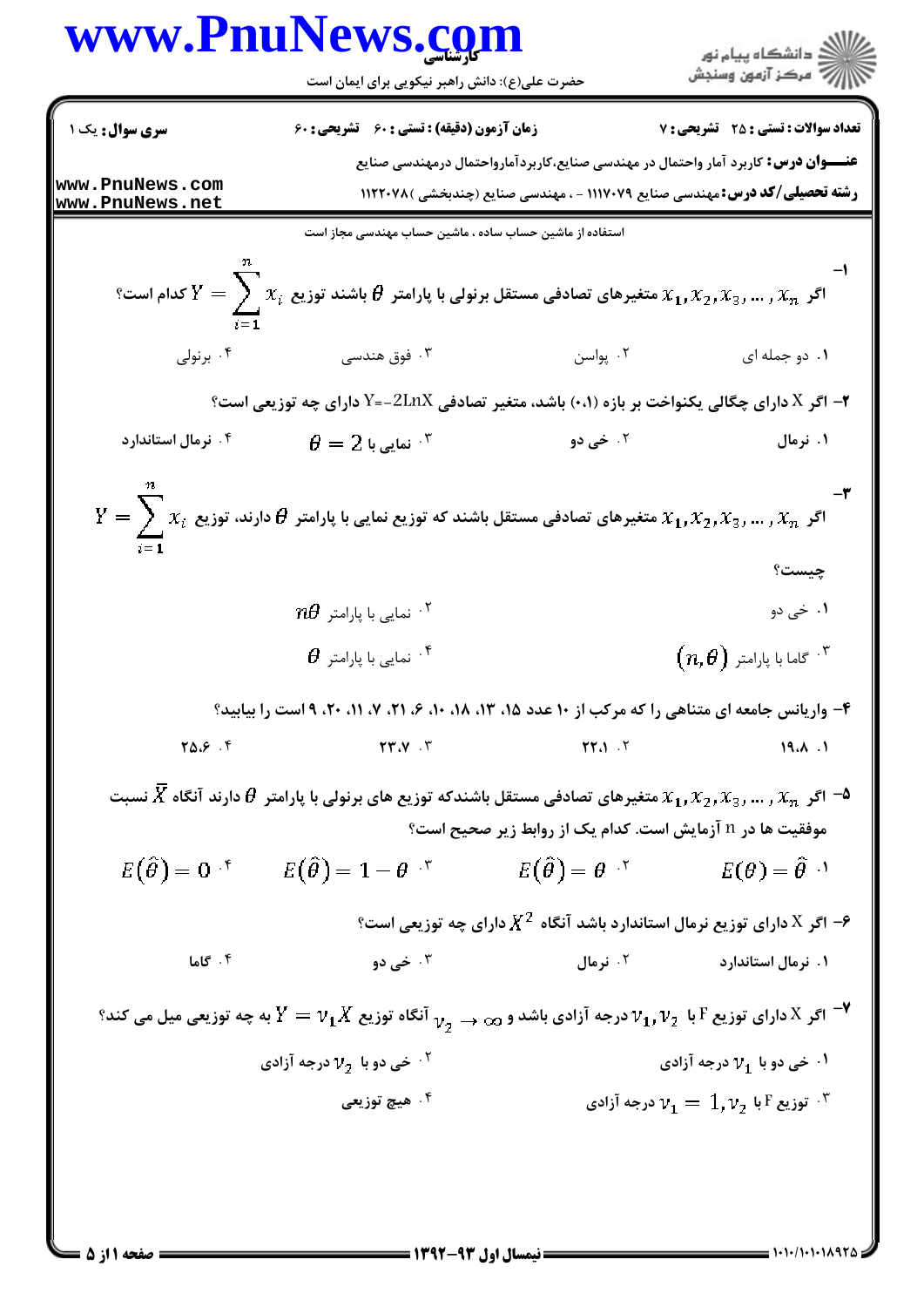www.PnuNews.com

**کارشناسی**

حضرت علی(ع): دانش راهبر نیکویی برای ایمان است

دانشگاه پیام نور
مرکز آزمون وسنجش

**سری سوال:** یک ۱

**زمان آزمون (دقیقه) : تستی :** ۶۰ **تشریحی :** ۶۰

**تعداد سوالات : تستی :** ۲۵ **تشریحی :** ۷

**عنـــوان درس:** کاربرد آمار واحتمال در مهندسی صنایع،کاربردآمارواحتمال درمهندسی صنایع

**رشته تحصیلی/کد درس:** مهندسی صنایع ۱۱۱۷۰۷۹ - ، مهندسی صنایع (چندبخشی )۱۱۲۲۰۷۸

www.PnuNews.com
www.PnuNews.net

استفاده از ماشین حساب ساده ، ماشین حساب مهندسی مجاز است

۱- اگر $x_1, x_2, x_3, \dots, x_n$ متغیرهای تصادفی مستقل برنولی با پارامتر $\theta$ باشند توزیع $Y = \sum_{i=1}^{n} x_i$ کدام است؟

۱. دو جمله ای
۲. پواسن
۳. فوق هندسی
۴. برنولی

۲- اگر X دارای چگالی یکنواخت بر بازه (۰،۱) باشد، متغیر تصادفی $Y=-2\text{Ln}X$ دارای چه توزیعی است؟

۱. نرمال
۲. خی دو
۳. نمایی با $\theta = 2$
۴. نرمال استاندارد

۳- اگر $x_1, x_2, x_3, \dots, x_n$ متغیرهای تصادفی مستقل باشند که توزیع نمایی با پارامتر $\theta$ دارند، توزیع $Y = \sum_{i=1}^{n} x_i$ چیست؟

۱. خی دو
۲. نمایی با پارامتر $n\theta$
۳. گاما با پارامتر $(n, \theta)$
۴. نمایی با پارامتر $\theta$

۴- واریانس جامعه ای متناهی را که مرکب از ۱۰ عدد ۱۵، ۱۳، ۱۸، ۱۰، ۶، ۲۱، ۷، ۱۱، ۲۰، ۹ است را بیابید؟

۱. ۱۹.۸
۲. ۲۲.۱
۳. ۲۳.۷
۴. ۲۵.۶

۵- اگر $x_1, x_2, x_3, \dots, x_n$ متغیرهای تصادفی مستقل باشندکه توزیع های برنولی با پارامتر $\theta$ دارند آنگاه $\bar{X}$ نسبت موفقیت ها در n آزمایش است. کدام یک از روابط زیر صحیح است؟

۱. $E(\theta) = \hat{\theta}$
۲. $E(\hat{\theta}) = \theta$
۳. $E(\hat{\theta}) = 1 - \theta$
۴. $E(\hat{\theta}) = 0$

۶- اگر X دارای توزیع نرمال استاندارد باشد آنگاه $X^2$ دارای چه توزیعی است؟

۱. نرمال استاندارد
۲. نرمال
۳. خی دو
۴. گاما

۷- اگر X دارای توزیع F با $v_1, v_2$ درجه آزادی باشد و $v_2 \to \infty$ آنگاه توزیع $Y = v_1 X$ به چه توزیعی میل می کند؟

۱. خی دو با $v_1$ درجه آزادی
۲. خی دو با $v_2$ درجه آزادی
۳. توزیع F با $v_1 = 1, v_2$ درجه آزادی
۴. هیچ توزیعی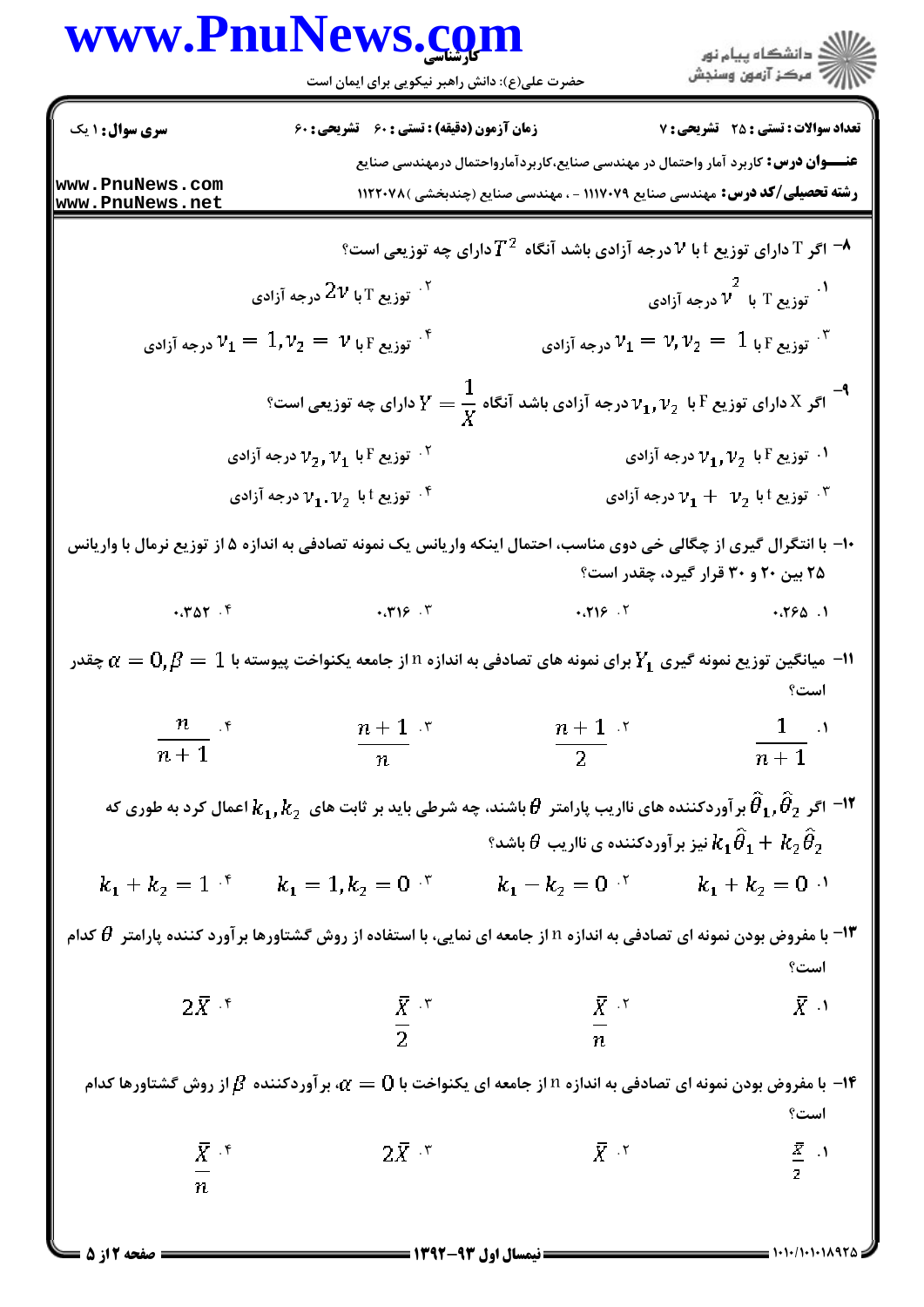۸- اگر T دارای توزیع t با $\nu$ درجه آزادی باشد آنگاه $T^2$ دارای چه توزیعی است؟

۱. توزیع T با $\nu^2$ درجه آزادی

۲. توزیع T با $2\nu$ درجه آزادی

۳. توزیع F با $\nu_1 = \nu, \nu_2 = 1$ درجه آزادی

۴. توزیع F با $\nu_1 = 1, \nu_2 = \nu$ درجه آزادی

۹- اگر X دارای توزیع F با $\nu_1, \nu_2$ درجه آزادی باشد آنگاه $Y = \frac{1}{X}$ دارای چه توزیعی است؟

۱. توزیع F با $\nu_1, \nu_2$ درجه آزادی

۲. توزیع F با $\nu_2, \nu_1$ درجه آزادی

۳. توزیع t با $\nu_1 + \nu_2$ درجه آزادی

۴. توزیع t با $\nu_1 . \nu_2$ درجه آزادی

۱۰- با انتگرال گیری از چگالی خی دوی مناسب، احتمال اینکه واریانس یک نمونه تصادفی به اندازه ۵ از توزیع نرمال با واریانس ۲۵ بین ۲۰ و ۳۰ قرار گیرد، چقدر است؟

۱. ۰.۲۶۵

۲. ۰.۲۱۶

۳. ۰.۳۱۶

۴. ۰.۳۵۲

۱۱- میانگین توزیع نمونه گیری $Y_1$ برای نمونه های تصادفی به اندازه n از جامعه یکنواخت پیوسته با $\alpha = 0, \beta = 1$ چقدر است؟

۱. $\frac{1}{n+1}$

۲. $\frac{n+1}{2}$

۳. $\frac{n+1}{n}$

۴. $\frac{n}{n+1}$

۱۲- اگر $\hat{\theta}_1, \hat{\theta}_2$ برآوردکننده های ناریب پارامتر $\theta$ باشند، چه شرطی باید بر ثابت های $k_1, k_2$ اعمال کرد به طوری که $k_1\hat{\theta}_1 + k_2\hat{\theta}_2$ نیز برآوردکننده ی ناریب $\theta$ باشد؟

۱. $k_1 + k_2 = 0$

۲. $k_1 - k_2 = 0$

۳. $k_1 = 1, k_2 = 0$

۴. $k_1 + k_2 = 1$

۱۳- با مفروض بودن نمونه ای تصادفی به اندازه n از جامعه ای نمایی، با استفاده از روش گشتاورها برآورد کننده پارامتر $\theta$ کدام است؟

۱. $\bar{X}$

۲. $\frac{\bar{X}}{n}$

۳. $\frac{\bar{X}}{2}$

۴. $2\bar{X}$

۱۴- با مفروض بودن نمونه ای تصادفی به اندازه n از جامعه ای یکنواخت با $\alpha = 0$، برآوردکننده $\beta$ از روش گشتاورها کدام است؟

۱. $\frac{\bar{X}}{2}$

۲. $\bar{X}$

۳. $2\bar{X}$

۴. $\frac{\bar{X}}{n}$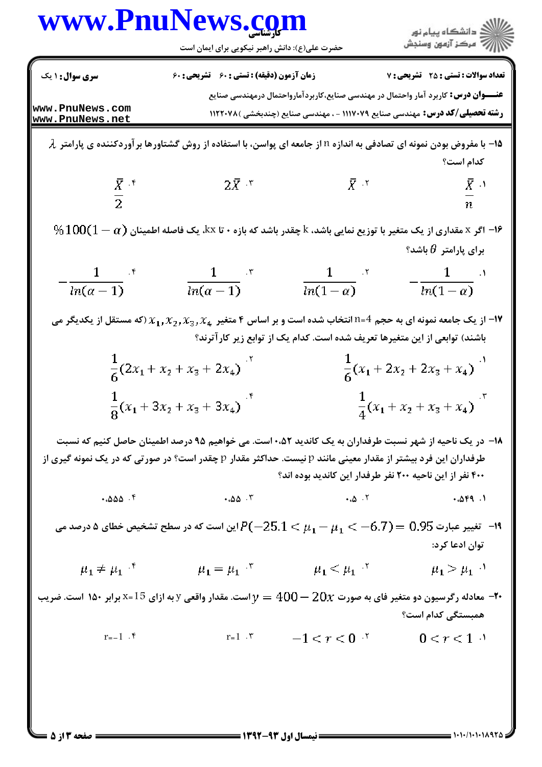۱۵- با مفروض بودن نمونه ای تصادفی به اندازه n از جامعه ای پواسن، با استفاده از روش گشتاورها برآوردکننده ی پارامتر $\lambda$ کدام است؟

۱. $\frac{\bar{X}}{n}$

۲. $\bar{X}$

۳. $2\bar{X}$

۴. $\frac{\bar{X}}{2}$

۱۶- اگر x مقداری از یک متغیر با توزیع نمایی باشد، k چقدر باشد که بازه ۰ تا kx، یک فاصله اطمینان $\%100(1-\alpha)$ برای پارامتر $\theta$ باشد؟

۱. $-\frac{1}{ln(1-\alpha)}$

۲. $\frac{1}{ln(1-\alpha)}$

۳. $\frac{1}{ln(\alpha-1)}$

۴. $-\frac{1}{ln(\alpha-1)}$

۱۷- از یک جامعه نمونه ای به حجم n=4 انتخاب شده است و بر اساس ۴ متغیر $x_1, x_2, x_3, x_4$ (که مستقل از یکدیگر می باشند) توابعی از این متغیرها تعریف شده است. کدام یک از توابع زیر کارآترند؟

۱. $\frac{1}{6}(x_1 + 2x_2 + 2x_3 + x_4)$

۲. $\frac{1}{6}(2x_1 + x_2 + x_3 + 2x_4)$

۳. $\frac{1}{4}(x_1 + x_2 + x_3 + x_4)$

۴. $\frac{1}{8}(x_1 + 3x_2 + x_3 + 3x_4)$

۱۸- در یک ناحیه از شهر نسبت طرفداران به یک کاندید ۰.۵۲ است. می خواهیم ۹۵ درصد اطمینان حاصل کنیم که نسبت طرفداران این فرد بیشتر از مقدار معینی مانند p نیست. حداکثر مقدار p چقدر است؟ در صورتی که در یک نمونه گیری از ۴۰۰ نفر از این ناحیه ۲۰۰ نفر طرفدار این کاندید بوده اند؟

۱. ۰.۵۴۹

۲. ۰.۵

۳. ۰.۵۵

۴. ۰.۵۵۵

۱۹- تغییر عبارت $P(-25.1 < \mu_1 - \mu_1 < -6.7) = 0.95$ این است که در سطح تشخیص خطای ۵ درصد می توان ادعا کرد:

۱. $\mu_1 > \mu_1$

۲. $\mu_1 < \mu_1$

۳. $\mu_1 = \mu_1$

۴. $\mu_1 \neq \mu_1$

۲۰- معادله رگرسیون دو متغیر فای به صورت $y = 400 - 20x$ است. مقدار واقعی y به ازای x=15 برابر ۱۵۰ است. ضریب همبستگی کدام است؟

۱. $0 < r < 1$

۲. $-1 < r < 0$

۳. r=1

۴. r=-1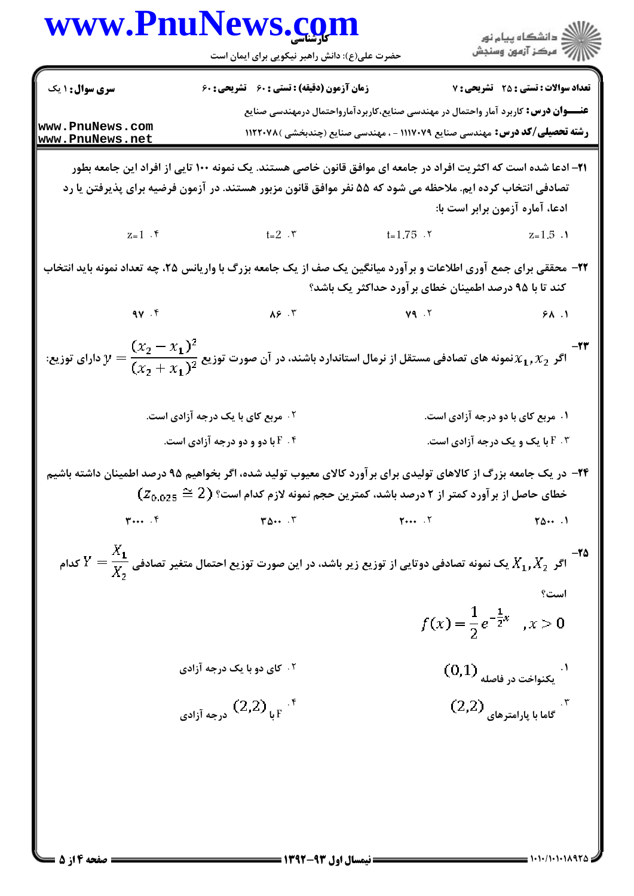۲۱- ادعا شده است که اکثریت افراد در جامعه ای موافق قانون خاصی هستند. یک نمونه ۱۰۰ تایی از افراد این جامعه بطور تصادفی انتخاب کرده ایم. ملاحظه می شود که ۵۵ نفر موافق قانون مزبور هستند. در آزمون فرضیه برای پذیرفتن یا رد ادعا، آماره آزمون برابر است با:

۱. $z=1.5$
۲. $t=1.75$
۳. $t=2$
۴. $z=1$

۲۲- محققی برای جمع آوری اطلاعات و برآورد میانگین یک صف از یک جامعه بزرگ با واریانس ۲۵، چه تعداد نمونه باید انتخاب کند تا با ۹۵ درصد اطمینان خطای برآورد حداکثر یک باشد؟

۱. ۶۸
۲. ۷۹
۳. ۸۶
۴. ۹۷

۲۳- اگر $x_1, x_2$ نمونه های تصادفی مستقل از نرمال استاندارد باشند، در آن صورت توزیع $y = \frac{(x_2 - x_1)^2}{(x_2 + x_1)^2}$ دارای توزیع:

۱. مربع کای با دو درجه آزادی است.
۲. مربع کای با یک درجه آزادی است.
۳. F با یک و یک درجه آزادی است.
۴. F با دو و دو درجه آزادی است.

۲۴- در یک جامعه بزرگ از کالاهای تولیدی برای برآورد کالای معیوب تولید شده، اگر بخواهیم ۹۵ درصد اطمینان داشته باشیم خطای حاصل از برآورد کمتر از ۲ درصد باشد، کمترین حجم نمونه لازم کدام است؟ $(z_{0.025} \cong 2)$

۱. ۲۵۰۰
۲. ۲۰۰۰
۳. ۳۵۰۰
۴. ۳۰۰۰

۲۵- اگر $X_1, X_2$ یک نمونه تصادفی دوتایی از توزیع زیر باشد، در این صورت توزیع احتمال متغیر تصادفی $Y = \frac{X_1}{X_2}$ کدام است؟

$$f(x) = \frac{1}{2} e^{-\frac{1}{2}x} \quad , x > 0$$

۱. یکنواخت در فاصله $(0,1)$
۲. کای دو با یک درجه آزادی
۳. گاما با پارامترهای $(2,2)$
۴. F با $(2,2)$ درجه آزادی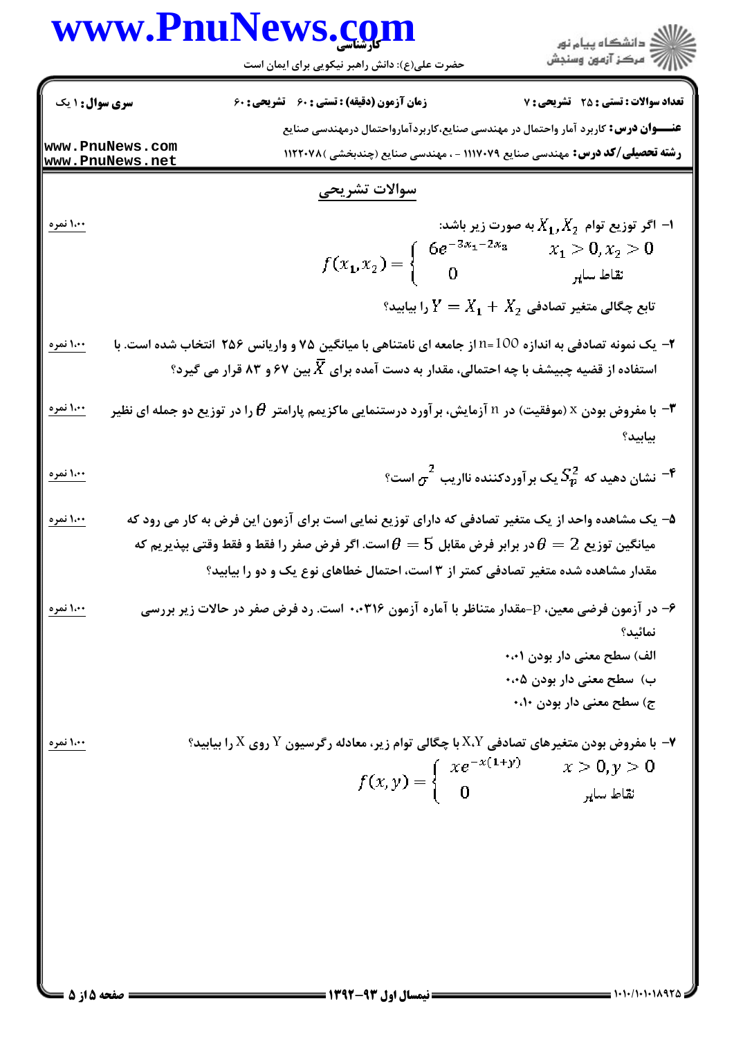## سوالات تشریحی

۱- اگر توزیع توام $X_1, X_2$ به صورت زیر باشد: ۱،۰۰ نمره

$$f(x_1,x_2)=\begin{cases} 6e^{-3x_1-2x_2} & x_1>0, x_2>0 \\ 0 & \text{نقاط سایر} \end{cases}$$

تابع چگالی متغیر تصادفی $Y = X_1 + X_2$ را بیابید؟

۲- یک نمونه تصادفی به اندازه $n=100$ از جامعه ای نامتناهی با میانگین ۷۵ و واریانس ۲۵۶ انتخاب شده است. با استفاده از قضیه چبیشف با چه احتمالی، مقدار به دست آمده برای $\bar{X}$ بین ۶۷ و ۸۳ قرار می گیرد؟ ۱،۰۰ نمره

۳- با مفروض بودن x (موفقیت) در n آزمایش، برآورد درستنمایی ماکزیمم پارامتر $\theta$ را در توزیع دو جمله ای نظیر بیابید؟ ۱،۰۰ نمره

۴- نشان دهید که $S_p^2$ یک برآوردکننده ناریب $\sigma^2$ است؟ ۱،۰۰ نمره

۵- یک مشاهده واحد از یک متغیر تصادفی که دارای توزیع نمایی است برای آزمون این فرض به کار می رود که میانگین توزیع $\theta = 2$ در برابر فرض مقابل $\theta = 5$ است. اگر فرض صفر را فقط و فقط وقتی بپذیریم که مقدار مشاهده شده متغیر تصادفی کمتر از ۳ است، احتمال خطاهای نوع یک و دو را بیابید؟ ۱،۰۰ نمره

۶- در آزمون فرضی معین، p-مقدار متناظر با آماره آزمون ۰،۰۳۱۶ است. رد فرض صفر در حالات زیر بررسی نمائید؟ ۱،۰۰ نمره

الف) سطح معنی دار بودن ۰،۰۱

ب) سطح معنی دار بودن ۰،۰۵

ج) سطح معنی دار بودن ۰،۱۰

۷- با مفروض بودن متغیرهای تصادفی X،Y با چگالی توام زیر، معادله رگرسیون Y روی X را بیابید؟ ۱،۰۰ نمره

$$f(x,y)=\begin{cases} xe^{-x(1+y)} & x>0, y>0 \\ 0 & \text{نقاط سایر} \end{cases}$$